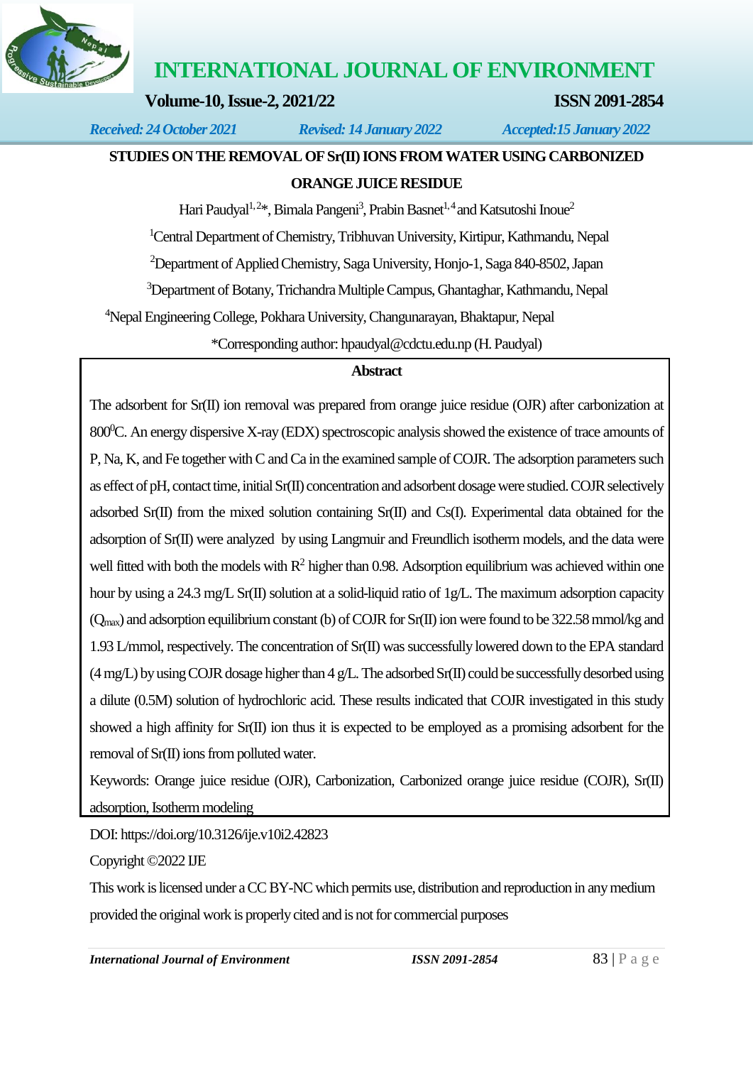# STUDIES ON THE REMOVAL OF Sr(II) IONS FROM WATER USING CARBONIZED ORANGE JUICE RESIDUE

*Received: 24 October 2021* *Revised: 14 January 2022* *Accepted:15 January 2022*

Hari Paudyal[1,2]*, Bimala Pangeni[3], Prabin Basnet[1,4] and Katsutoshi Inoue[2]

[1]Central Department of Chemistry, Tribhuvan University, Kirtipur, Kathmandu, Nepal

[2]Department of Applied Chemistry, Saga University, Honjo-1, Saga 840-8502, Japan

[3]Department of Botany, Trichandra Multiple Campus, Ghantaghar, Kathmandu, Nepal

[4]Nepal Engineering College, Pokhara University, Changunarayan, Bhaktapur, Nepal

*Corresponding author: hpaudyal@cdctu.edu.np (H. Paudyal)

## Abstract

The adsorbent for Sr(II) ion removal was prepared from orange juice residue (OJR) after carbonization at 800$^0$C. An energy dispersive X-ray (EDX) spectroscopic analysis showed the existence of trace amounts of P, Na, K, and Fe together with C and Ca in the examined sample of COJR. The adsorption parameters such as effect of pH, contact time, initial Sr(II) concentration and adsorbent dosage were studied. COJR selectively adsorbed Sr(II) from the mixed solution containing Sr(II) and Cs(I). Experimental data obtained for the adsorption of Sr(II) were analyzed by using Langmuir and Freundlich isotherm models, and the data were well fitted with both the models with $R^2$ higher than 0.98. Adsorption equilibrium was achieved within one hour by using a 24.3 mg/L Sr(II) solution at a solid-liquid ratio of 1g/L. The maximum adsorption capacity ($Q_{max}$) and adsorption equilibrium constant (b) of COJR for Sr(II) ion were found to be 322.58 mmol/kg and 1.93 L/mmol, respectively. The concentration of Sr(II) was successfully lowered down to the EPA standard (4 mg/L) by using COJR dosage higher than 4 g/L. The adsorbed Sr(II) could be successfully desorbed using a dilute (0.5M) solution of hydrochloric acid. These results indicated that COJR investigated in this study showed a high affinity for Sr(II) ion thus it is expected to be employed as a promising adsorbent for the removal of Sr(II) ions from polluted water.

Keywords: Orange juice residue (OJR), Carbonization, Carbonized orange juice residue (COJR), Sr(II) adsorption, Isotherm modeling

DOI: https://doi.org/10.3126/ije.v10i2.42823

Copyright ©2022 IJE

This work is licensed under a CC BY-NC which permits use, distribution and reproduction in any medium provided the original work is properly cited and is not for commercial purposes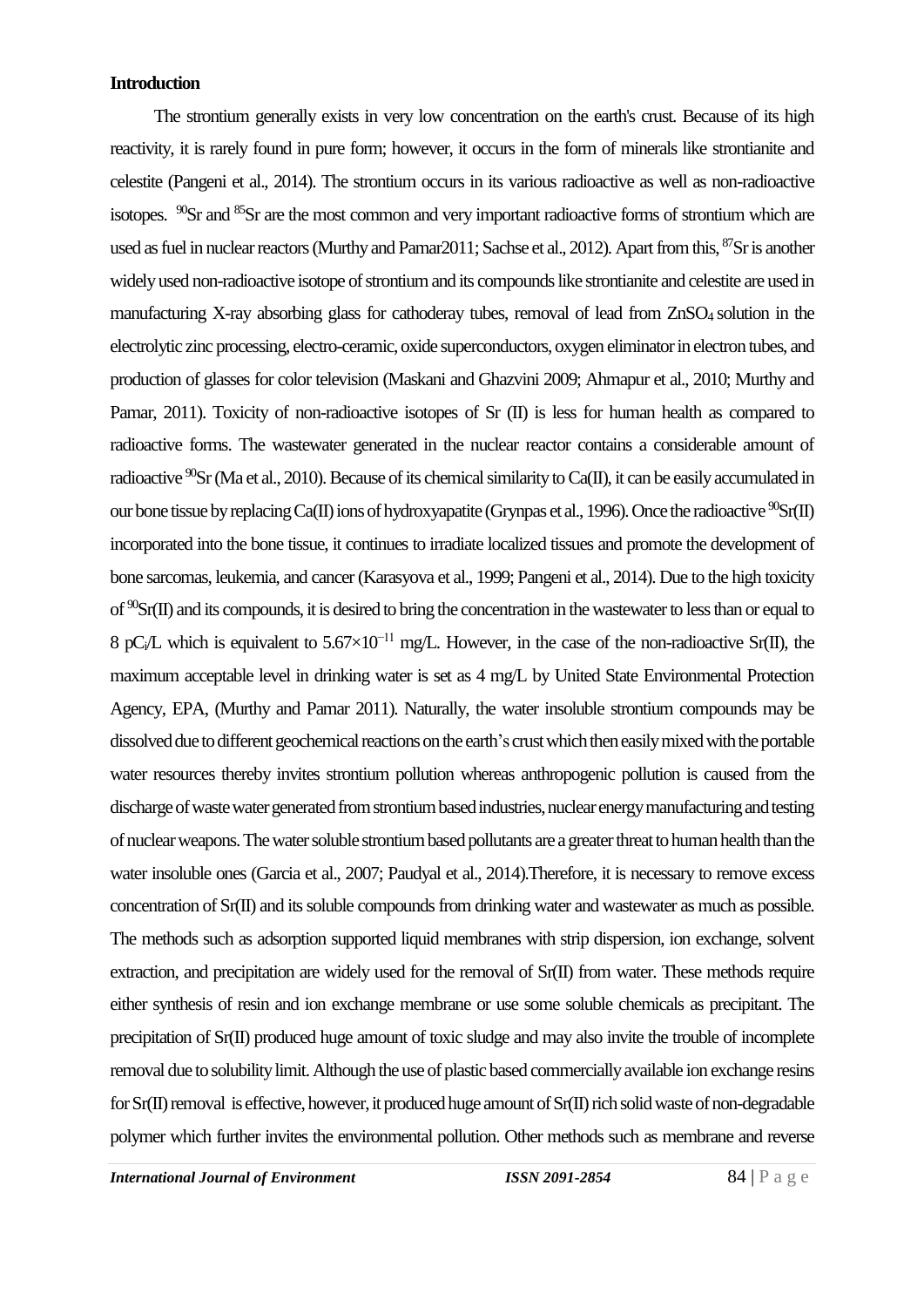**Introduction**

The strontium generally exists in very low concentration on the earth's crust. Because of its high reactivity, it is rarely found in pure form; however, it occurs in the form of minerals like strontianite and celestite (Pangeni et al., 2014). The strontium occurs in its various radioactive as well as non-radioactive isotopes. $^{90}$Sr and $^{85}$Sr are the most common and very important radioactive forms of strontium which are used as fuel in nuclear reactors (Murthy and Pamar2011; Sachse et al., 2012). Apart from this, $^{87}$Sr is another widely used non-radioactive isotope of strontium and its compounds like strontianite and celestite are used in manufacturing X-ray absorbing glass for cathoderay tubes, removal of lead from $ZnSO_4$ solution in the electrolytic zinc processing, electro-ceramic, oxide superconductors, oxygen eliminator in electron tubes, and production of glasses for color television (Maskani and Ghazvini 2009; Ahmapur et al., 2010; Murthy and Pamar, 2011). Toxicity of non-radioactive isotopes of Sr (II) is less for human health as compared to radioactive forms. The wastewater generated in the nuclear reactor contains a considerable amount of radioactive $^{90}$Sr (Ma et al., 2010). Because of its chemical similarity to Ca(II), it can be easily accumulated in our bone tissue by replacing Ca(II) ions of hydroxyapatite (Grynpas et al., 1996). Once the radioactive $^{90}$Sr(II) incorporated into the bone tissue, it continues to irradiate localized tissues and promote the development of bone sarcomas, leukemia, and cancer (Karasyova et al., 1999; Pangeni et al., 2014). Due to the high toxicity of $^{90}$Sr(II) and its compounds, it is desired to bring the concentration in the wastewater to less than or equal to 8 $pC_i$/L which is equivalent to $5.67\times10^{-11}$ mg/L. However, in the case of the non-radioactive Sr(II), the maximum acceptable level in drinking water is set as 4 mg/L by United State Environmental Protection Agency, EPA, (Murthy and Pamar 2011). Naturally, the water insoluble strontium compounds may be dissolved due to different geochemical reactions on the earth's crust which then easily mixed with the portable water resources thereby invites strontium pollution whereas anthropogenic pollution is caused from the discharge of waste water generated from strontium based industries, nuclear energy manufacturing and testing of nuclear weapons. The water soluble strontium based pollutants are a greater threat to human health than the water insoluble ones (Garcia et al., 2007; Paudyal et al., 2014).Therefore, it is necessary to remove excess concentration of Sr(II) and its soluble compounds from drinking water and wastewater as much as possible. The methods such as adsorption supported liquid membranes with strip dispersion, ion exchange, solvent extraction, and precipitation are widely used for the removal of Sr(II) from water. These methods require either synthesis of resin and ion exchange membrane or use some soluble chemicals as precipitant. The precipitation of Sr(II) produced huge amount of toxic sludge and may also invite the trouble of incomplete removal due to solubility limit. Although the use of plastic based commercially available ion exchange resins for Sr(II) removal is effective, however, it produced huge amount of Sr(II) rich solid waste of non-degradable polymer which further invites the environmental pollution. Other methods such as membrane and reverse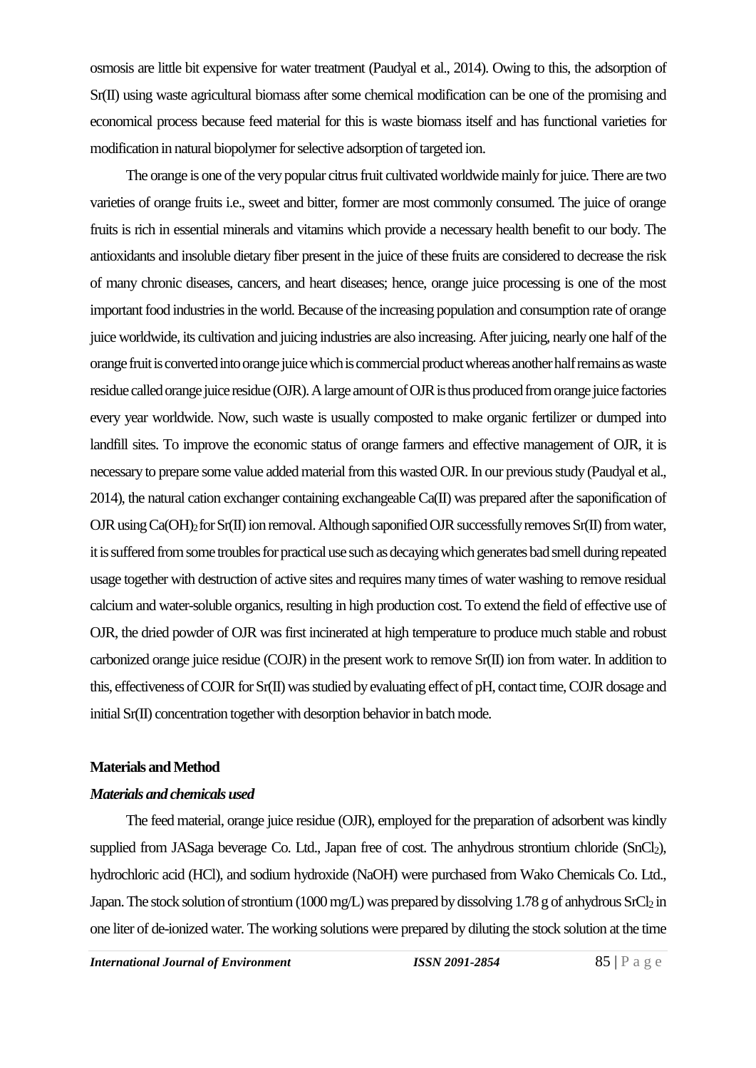osmosis are little bit expensive for water treatment (Paudyal et al., 2014). Owing to this, the adsorption of Sr(II) using waste agricultural biomass after some chemical modification can be one of the promising and economical process because feed material for this is waste biomass itself and has functional varieties for modification in natural biopolymer for selective adsorption of targeted ion.

The orange is one of the very popular citrus fruit cultivated worldwide mainly for juice. There are two varieties of orange fruits i.e., sweet and bitter, former are most commonly consumed. The juice of orange fruits is rich in essential minerals and vitamins which provide a necessary health benefit to our body. The antioxidants and insoluble dietary fiber present in the juice of these fruits are considered to decrease the risk of many chronic diseases, cancers, and heart diseases; hence, orange juice processing is one of the most important food industries in the world. Because of the increasing population and consumption rate of orange juice worldwide, its cultivation and juicing industries are also increasing. After juicing, nearly one half of the orange fruit is converted into orange juice which is commercial product whereas another half remains as waste residue called orange juice residue (OJR). A large amount of OJR is thus produced from orange juice factories every year worldwide. Now, such waste is usually composted to make organic fertilizer or dumped into landfill sites. To improve the economic status of orange farmers and effective management of OJR, it is necessary to prepare some value added material from this wasted OJR. In our previous study (Paudyal et al., 2014), the natural cation exchanger containing exchangeable Ca(II) was prepared after the saponification of OJR using $Ca(OH)_2$ for Sr(II) ion removal. Although saponified OJR successfully removes Sr(II) from water, it is suffered from some troubles for practical use such as decaying which generates bad smell during repeated usage together with destruction of active sites and requires many times of water washing to remove residual calcium and water-soluble organics, resulting in high production cost. To extend the field of effective use of OJR, the dried powder of OJR was first incinerated at high temperature to produce much stable and robust carbonized orange juice residue (COJR) in the present work to remove Sr(II) ion from water. In addition to this, effectiveness of COJR for Sr(II) was studied by evaluating effect of pH, contact time, COJR dosage and initial Sr(II) concentration together with desorption behavior in batch mode.

## Materials and Method

### *Materials and chemicals used*

The feed material, orange juice residue (OJR), employed for the preparation of adsorbent was kindly supplied from JASaga beverage Co. Ltd., Japan free of cost. The anhydrous strontium chloride ($SnCl_2$), hydrochloric acid (HCl), and sodium hydroxide (NaOH) were purchased from Wako Chemicals Co. Ltd., Japan. The stock solution of strontium (1000 mg/L) was prepared by dissolving 1.78 g of anhydrous $SrCl_2$ in one liter of de-ionized water. The working solutions were prepared by diluting the stock solution at the time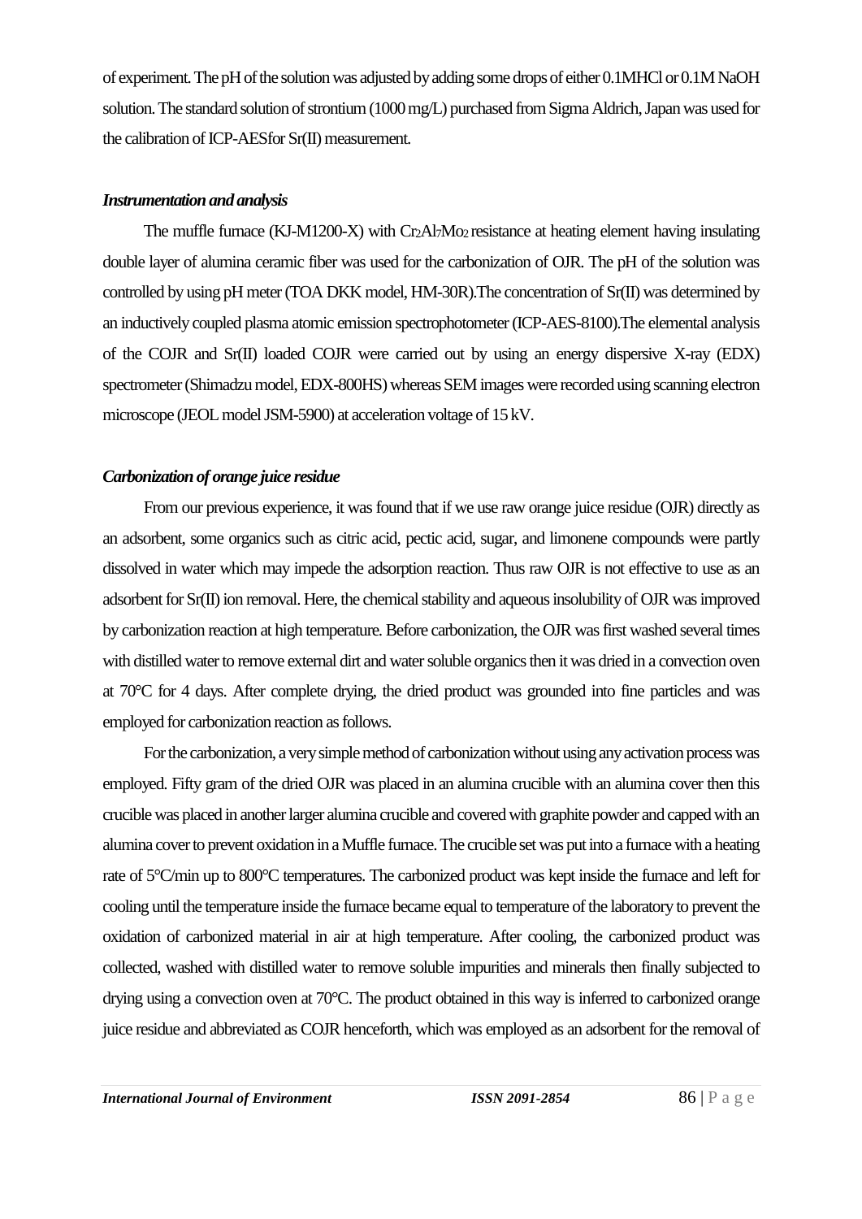of experiment. The pH of the solution was adjusted by adding some drops of either 0.1MHCl or 0.1M NaOH solution. The standard solution of strontium (1000 mg/L) purchased from Sigma Aldrich, Japan was used for the calibration of ICP-AESfor Sr(II) measurement.

### *Instrumentation and analysis*

The muffle furnace (KJ-M1200-X) with $Cr_2Al_7Mo_2$ resistance at heating element having insulating double layer of alumina ceramic fiber was used for the carbonization of OJR. The pH of the solution was controlled by using pH meter (TOA DKK model, HM-30R).The concentration of Sr(II) was determined by an inductively coupled plasma atomic emission spectrophotometer (ICP-AES-8100).The elemental analysis of the COJR and Sr(II) loaded COJR were carried out by using an energy dispersive X-ray (EDX) spectrometer (Shimadzu model, EDX-800HS) whereas SEM images were recorded using scanning electron microscope (JEOL model JSM-5900) at acceleration voltage of 15 kV.

### *Carbonization of orange juice residue*

From our previous experience, it was found that if we use raw orange juice residue (OJR) directly as an adsorbent, some organics such as citric acid, pectic acid, sugar, and limonene compounds were partly dissolved in water which may impede the adsorption reaction. Thus raw OJR is not effective to use as an adsorbent for Sr(II) ion removal. Here, the chemical stability and aqueous insolubility of OJR was improved by carbonization reaction at high temperature. Before carbonization, the OJR was first washed several times with distilled water to remove external dirt and water soluble organics then it was dried in a convection oven at 70°C for 4 days. After complete drying, the dried product was grounded into fine particles and was employed for carbonization reaction as follows.

For the carbonization, a very simple method of carbonization without using any activation process was employed. Fifty gram of the dried OJR was placed in an alumina crucible with an alumina cover then this crucible was placed in another larger alumina crucible and covered with graphite powder and capped with an alumina cover to prevent oxidation in a Muffle furnace. The crucible set was put into a furnace with a heating rate of 5°C/min up to 800°C temperatures. The carbonized product was kept inside the furnace and left for cooling until the temperature inside the furnace became equal to temperature of the laboratory to prevent the oxidation of carbonized material in air at high temperature. After cooling, the carbonized product was collected, washed with distilled water to remove soluble impurities and minerals then finally subjected to drying using a convection oven at 70°C. The product obtained in this way is inferred to carbonized orange juice residue and abbreviated as COJR henceforth, which was employed as an adsorbent for the removal of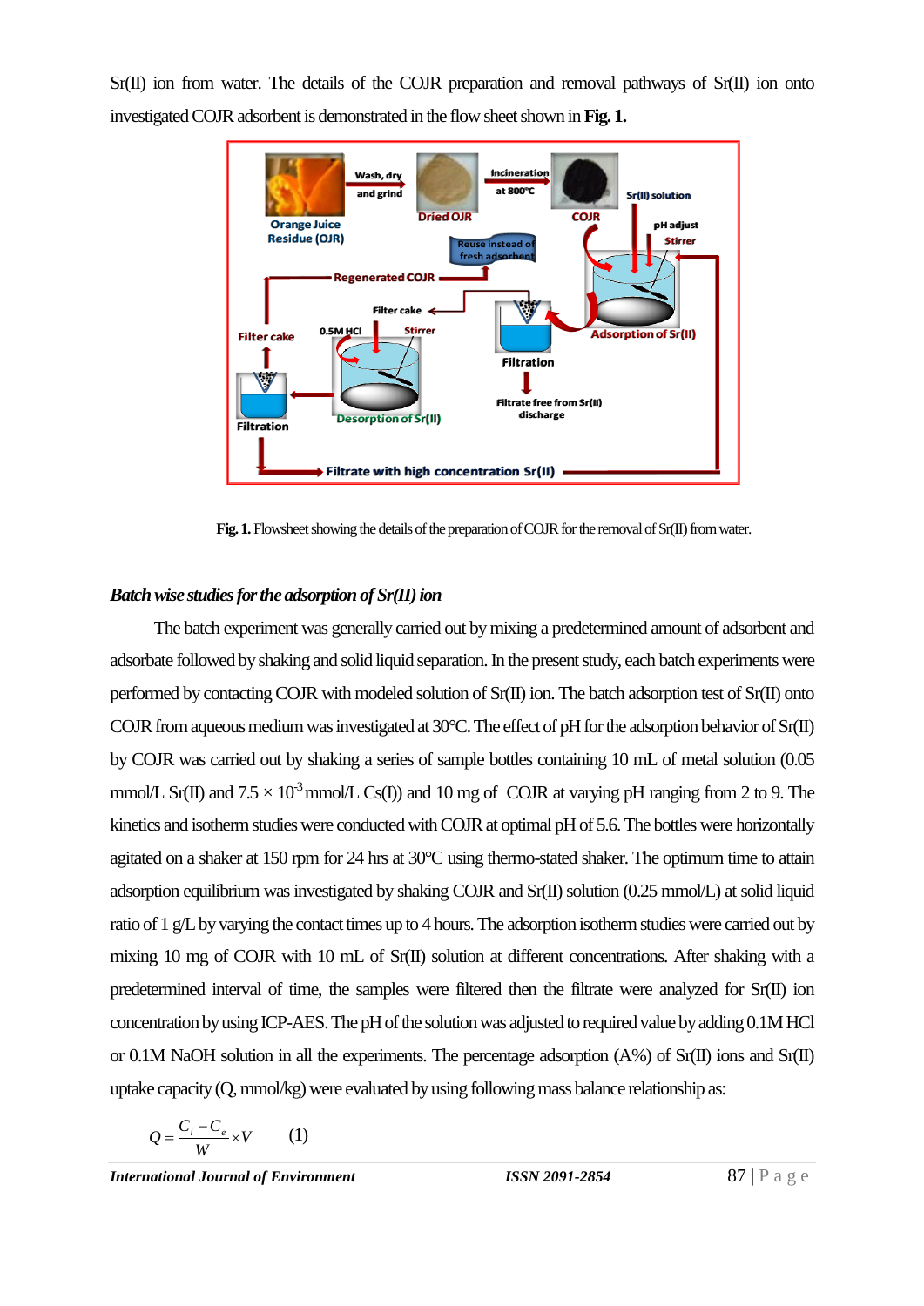Sr(II) ion from water. The details of the COJR preparation and removal pathways of Sr(II) ion onto investigated COJR adsorbent is demonstrated in the flow sheet shown in **Fig. 1.**

**Fig. 1.** Flowsheet showing the details of the preparation of COJR for the removal of Sr(II) from water.

### *Batch wise studies for the adsorption of Sr(II) ion*

The batch experiment was generally carried out by mixing a predetermined amount of adsorbent and adsorbate followed by shaking and solid liquid separation. In the present study, each batch experiments were performed by contacting COJR with modeled solution of Sr(II) ion. The batch adsorption test of Sr(II) onto COJR from aqueous medium was investigated at 30°C. The effect of pH for the adsorption behavior of Sr(II) by COJR was carried out by shaking a series of sample bottles containing 10 mL of metal solution (0.05 mmol/L Sr(II) and $7.5 \times 10^{-3}$ mmol/L Cs(I)) and 10 mg of COJR at varying pH ranging from 2 to 9. The kinetics and isotherm studies were conducted with COJR at optimal pH of 5.6. The bottles were horizontally agitated on a shaker at 150 rpm for 24 hrs at 30°C using thermo-stated shaker. The optimum time to attain adsorption equilibrium was investigated by shaking COJR and Sr(II) solution (0.25 mmol/L) at solid liquid ratio of 1 g/L by varying the contact times up to 4 hours. The adsorption isotherm studies were carried out by mixing 10 mg of COJR with 10 mL of Sr(II) solution at different concentrations. After shaking with a predetermined interval of time, the samples were filtered then the filtrate were analyzed for Sr(II) ion concentration by using ICP-AES. The pH of the solution was adjusted to required value by adding 0.1M HCl or 0.1M NaOH solution in all the experiments. The percentage adsorption (A%) of Sr(II) ions and Sr(II) uptake capacity (Q, mmol/kg) were evaluated by using following mass balance relationship as:

$$Q = \frac{C_i - C_e}{W} \times V \qquad (1)$$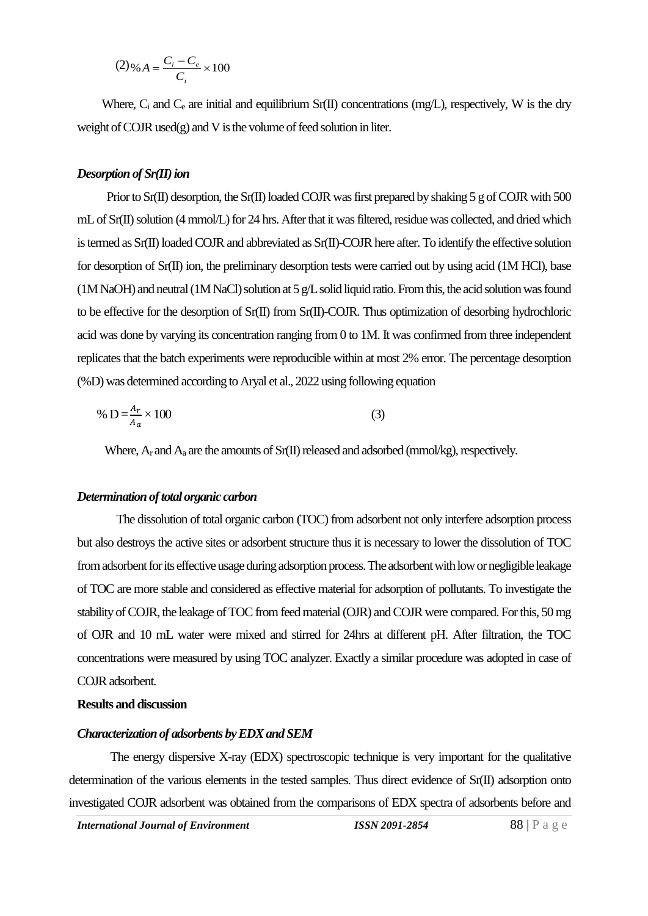$$(2)\ \%A = \frac{C_i - C_e}{C_i} \times 100$$

Where, $C_i$ and $C_e$ are initial and equilibrium Sr(II) concentrations (mg/L), respectively, W is the dry weight of COJR used(g) and V is the volume of feed solution in liter.

### *Desorption of Sr(II) ion*

Prior to Sr(II) desorption, the Sr(II) loaded COJR was first prepared by shaking 5 g of COJR with 500 mL of Sr(II) solution (4 mmol/L) for 24 hrs. After that it was filtered, residue was collected, and dried which is termed as Sr(II) loaded COJR and abbreviated as Sr(II)-COJR here after. To identify the effective solution for desorption of Sr(II) ion, the preliminary desorption tests were carried out by using acid (1M HCl), base (1M NaOH) and neutral (1M NaCl) solution at 5 g/L solid liquid ratio. From this, the acid solution was found to be effective for the desorption of Sr(II) from Sr(II)-COJR. Thus optimization of desorbing hydrochloric acid was done by varying its concentration ranging from 0 to 1M. It was confirmed from three independent replicates that the batch experiments were reproducible within at most 2% error. The percentage desorption (%D) was determined according to Aryal et al., 2022 using following equation

$$\%\,D = \frac{A_r}{A_a} \times 100 \qquad (3)$$

Where, $A_r$ and $A_a$ are the amounts of Sr(II) released and adsorbed (mmol/kg), respectively.

### *Determination of total organic carbon*

The dissolution of total organic carbon (TOC) from adsorbent not only interfere adsorption process but also destroys the active sites or adsorbent structure thus it is necessary to lower the dissolution of TOC from adsorbent for its effective usage during adsorption process. The adsorbent with low or negligible leakage of TOC are more stable and considered as effective material for adsorption of pollutants. To investigate the stability of COJR, the leakage of TOC from feed material (OJR) and COJR were compared. For this, 50 mg of OJR and 10 mL water were mixed and stirred for 24hrs at different pH. After filtration, the TOC concentrations were measured by using TOC analyzer. Exactly a similar procedure was adopted in case of COJR adsorbent.

## Results and discussion

### *Characterization of adsorbents by EDX and SEM*

The energy dispersive X-ray (EDX) spectroscopic technique is very important for the qualitative determination of the various elements in the tested samples. Thus direct evidence of Sr(II) adsorption onto investigated COJR adsorbent was obtained from the comparisons of EDX spectra of adsorbents before and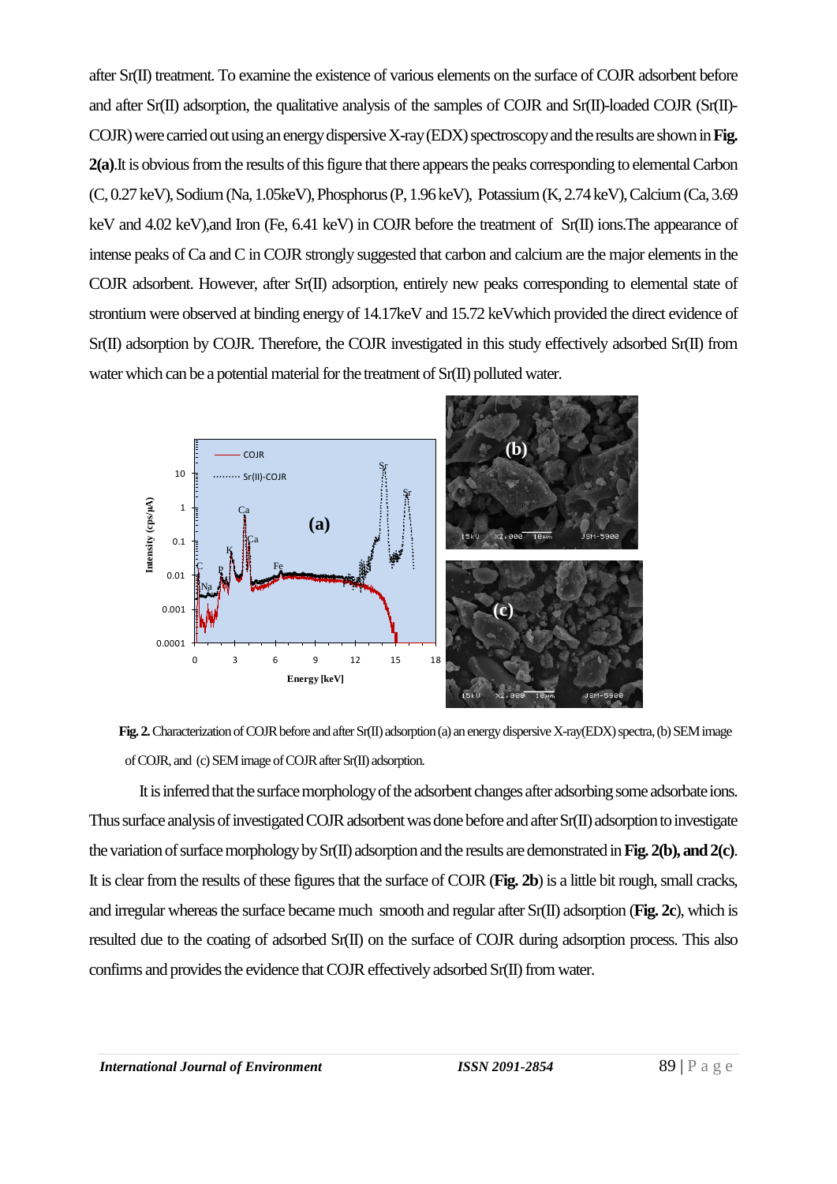after Sr(II) treatment. To examine the existence of various elements on the surface of COJR adsorbent before and after Sr(II) adsorption, the qualitative analysis of the samples of COJR and Sr(II)-loaded COJR (Sr(II)-COJR) were carried out using an energy dispersive X-ray (EDX) spectroscopy and the results are shown in **Fig. 2(a)**.It is obvious from the results of this figure that there appears the peaks corresponding to elemental Carbon (C, 0.27 keV), Sodium (Na, 1.05keV), Phosphorus (P, 1.96 keV), Potassium (K, 2.74 keV), Calcium (Ca, 3.69 keV and 4.02 keV),and Iron (Fe, 6.41 keV) in COJR before the treatment of Sr(II) ions.The appearance of intense peaks of Ca and C in COJR strongly suggested that carbon and calcium are the major elements in the COJR adsorbent. However, after Sr(II) adsorption, entirely new peaks corresponding to elemental state of strontium were observed at binding energy of 14.17keV and 15.72 keVwhich provided the direct evidence of Sr(II) adsorption by COJR. Therefore, the COJR investigated in this study effectively adsorbed Sr(II) from water which can be a potential material for the treatment of Sr(II) polluted water.

**Fig. 2.** Characterization of COJR before and after Sr(II) adsorption (a) an energy dispersive X-ray(EDX) spectra, (b) SEM image of COJR, and (c) SEM image of COJR after Sr(II) adsorption.

It is inferred that the surface morphology of the adsorbent changes after adsorbing some adsorbate ions. Thus surface analysis of investigated COJR adsorbent was done before and after Sr(II) adsorption to investigate the variation of surface morphology by Sr(II) adsorption and the results are demonstrated in **Fig. 2(b), and 2(c)**. It is clear from the results of these figures that the surface of COJR (**Fig. 2b**) is a little bit rough, small cracks, and irregular whereas the surface became much smooth and regular after Sr(II) adsorption (**Fig. 2c**), which is resulted due to the coating of adsorbed Sr(II) on the surface of COJR during adsorption process. This also confirms and provides the evidence that COJR effectively adsorbed Sr(II) from water.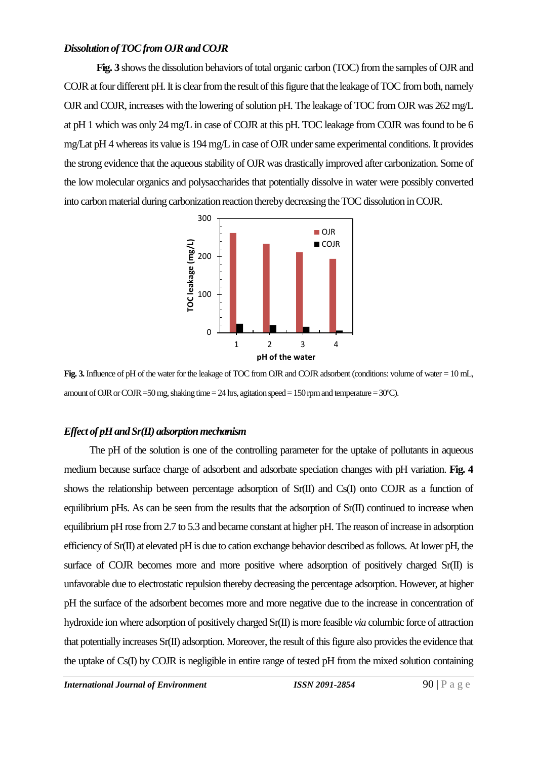### *Dissolution of TOC from OJR and COJR*

**Fig. 3** shows the dissolution behaviors of total organic carbon (TOC) from the samples of OJR and COJR at four different pH. It is clear from the result of this figure that the leakage of TOC from both, namely OJR and COJR, increases with the lowering of solution pH. The leakage of TOC from OJR was 262 mg/L at pH 1 which was only 24 mg/L in case of COJR at this pH. TOC leakage from COJR was found to be 6 mg/Lat pH 4 whereas its value is 194 mg/L in case of OJR under same experimental conditions. It provides the strong evidence that the aqueous stability of OJR was drastically improved after carbonization. Some of the low molecular organics and polysaccharides that potentially dissolve in water were possibly converted into carbon material during carbonization reaction thereby decreasing the TOC dissolution in COJR.

**Fig. 3.** Influence of pH of the water for the leakage of TOC from OJR and COJR adsorbent (conditions: volume of water = 10 mL, amount of OJR or COJR =50 mg, shaking time = 24 hrs, agitation speed = 150 rpm and temperature = 30ºC).

### *Effect of pH and Sr(II) adsorption mechanism*

The pH of the solution is one of the controlling parameter for the uptake of pollutants in aqueous medium because surface charge of adsorbent and adsorbate speciation changes with pH variation. **Fig. 4** shows the relationship between percentage adsorption of Sr(II) and Cs(I) onto COJR as a function of equilibrium pHs. As can be seen from the results that the adsorption of Sr(II) continued to increase when equilibrium pH rose from 2.7 to 5.3 and became constant at higher pH. The reason of increase in adsorption efficiency of Sr(II) at elevated pH is due to cation exchange behavior described as follows. At lower pH, the surface of COJR becomes more and more positive where adsorption of positively charged Sr(II) is unfavorable due to electrostatic repulsion thereby decreasing the percentage adsorption. However, at higher pH the surface of the adsorbent becomes more and more negative due to the increase in concentration of hydroxide ion where adsorption of positively charged Sr(II) is more feasible *via* columbic force of attraction that potentially increases Sr(II) adsorption. Moreover, the result of this figure also provides the evidence that the uptake of Cs(I) by COJR is negligible in entire range of tested pH from the mixed solution containing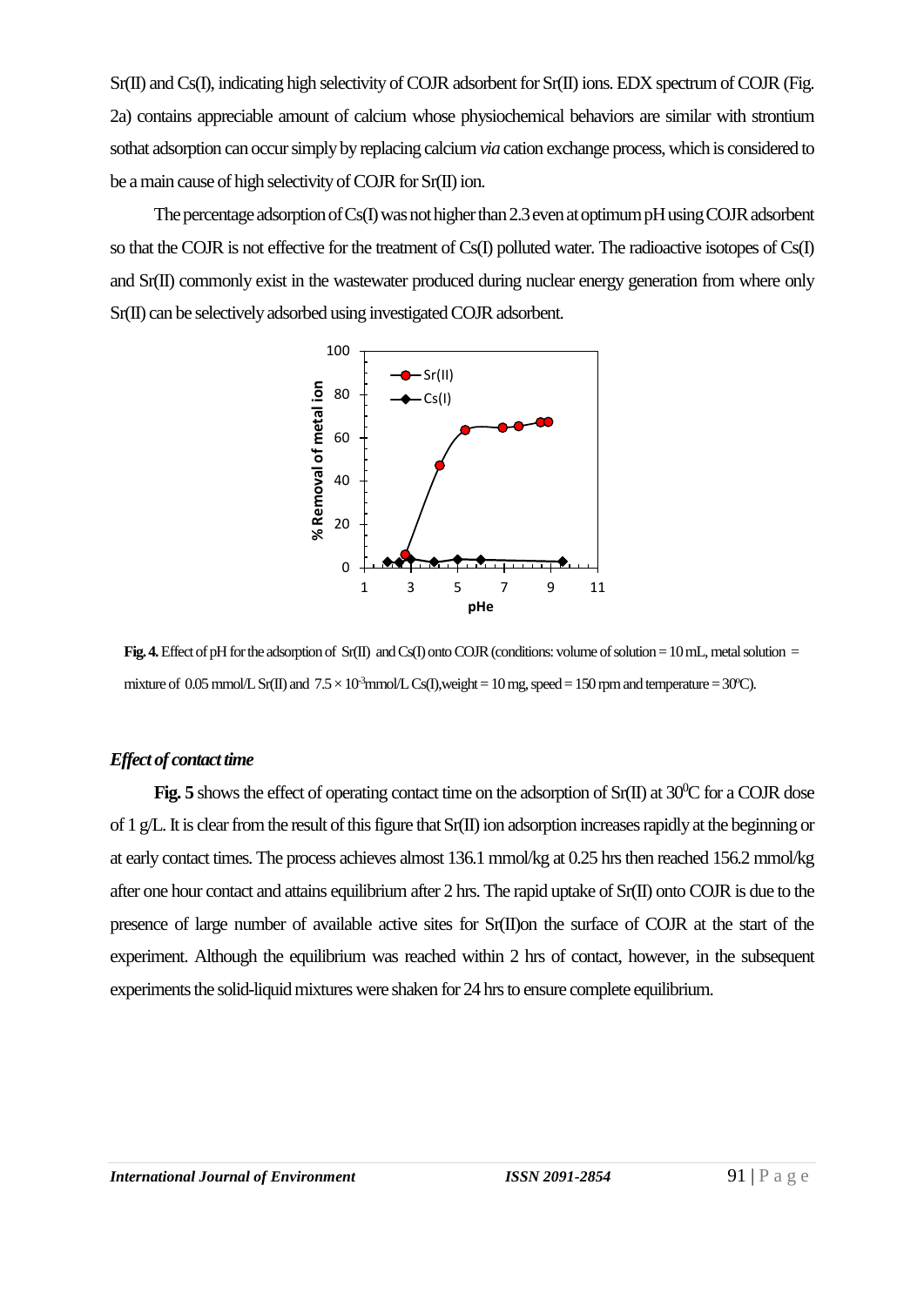Sr(II) and Cs(I), indicating high selectivity of COJR adsorbent for Sr(II) ions. EDX spectrum of COJR (Fig. 2a) contains appreciable amount of calcium whose physiochemical behaviors are similar with strontium sothat adsorption can occur simply by replacing calcium *via* cation exchange process, which is considered to be a main cause of high selectivity of COJR for Sr(II) ion.

The percentage adsorption of Cs(I) was not higher than 2.3 even at optimum pH using COJR adsorbent so that the COJR is not effective for the treatment of Cs(I) polluted water. The radioactive isotopes of Cs(I) and Sr(II) commonly exist in the wastewater produced during nuclear energy generation from where only Sr(II) can be selectively adsorbed using investigated COJR adsorbent.

**Fig. 4.** Effect of pH for the adsorption of Sr(II) and Cs(I) onto COJR (conditions: volume of solution = 10 mL, metal solution = mixture of 0.05 mmol/L Sr(II) and $7.5 \times 10^{-3}$ mmol/L Cs(I), weight = 10 mg, speed = 150 rpm and temperature = 30°C).

### *Effect of contact time*

**Fig. 5** shows the effect of operating contact time on the adsorption of Sr(II) at $30^0$C for a COJR dose of 1 g/L. It is clear from the result of this figure that Sr(II) ion adsorption increases rapidly at the beginning or at early contact times. The process achieves almost 136.1 mmol/kg at 0.25 hrs then reached 156.2 mmol/kg after one hour contact and attains equilibrium after 2 hrs. The rapid uptake of Sr(II) onto COJR is due to the presence of large number of available active sites for Sr(II)on the surface of COJR at the start of the experiment. Although the equilibrium was reached within 2 hrs of contact, however, in the subsequent experiments the solid-liquid mixtures were shaken for 24 hrs to ensure complete equilibrium.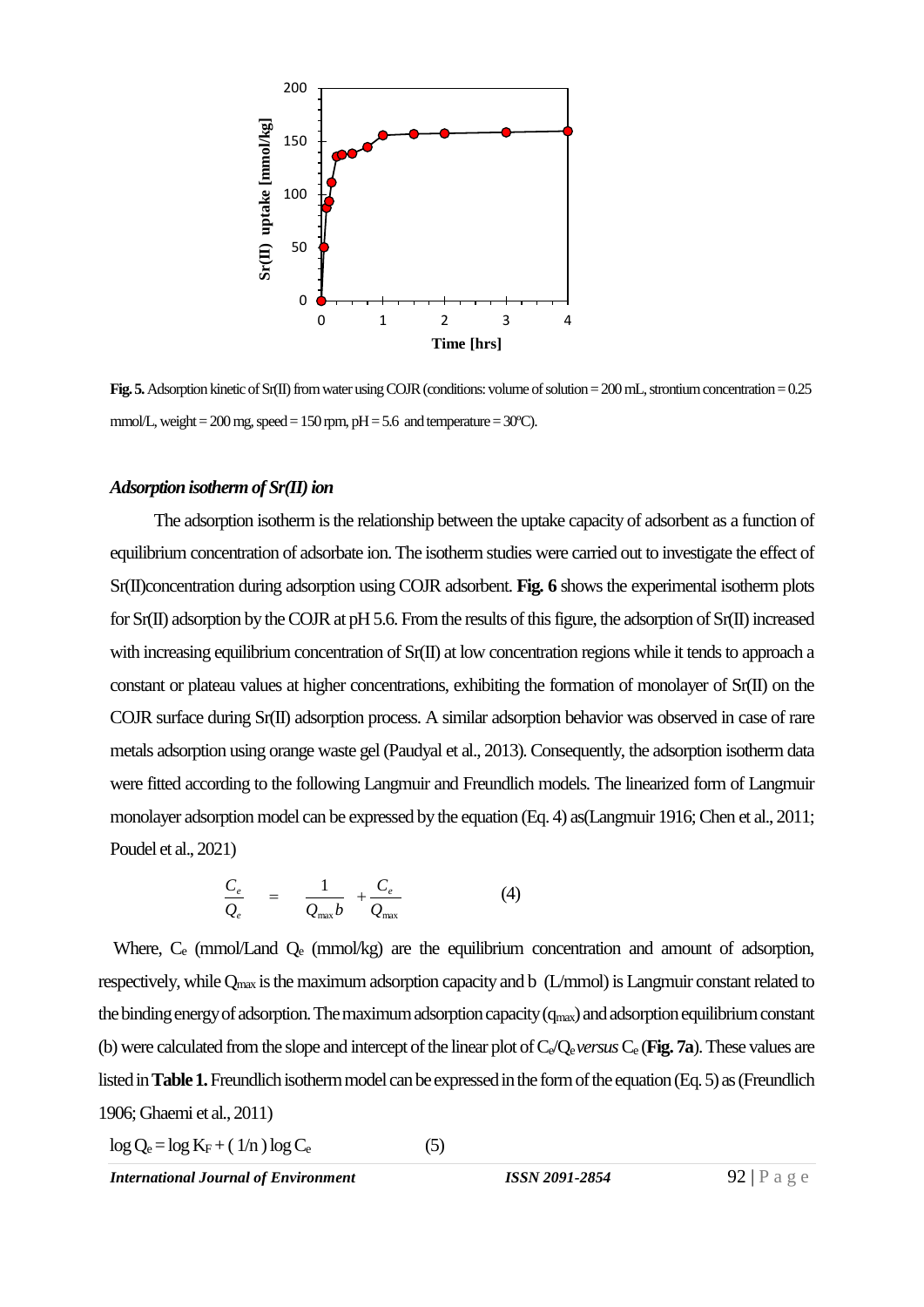**Fig. 5.** Adsorption kinetic of Sr(II) from water using COJR (conditions: volume of solution = 200 mL, strontium concentration = 0.25 mmol/L, weight = 200 mg, speed = 150 rpm, pH = 5.6 and temperature = 30ºC).

### *Adsorption isotherm of Sr(II) ion*

The adsorption isotherm is the relationship between the uptake capacity of adsorbent as a function of equilibrium concentration of adsorbate ion. The isotherm studies were carried out to investigate the effect of Sr(II)concentration during adsorption using COJR adsorbent. **Fig. 6** shows the experimental isotherm plots for Sr(II) adsorption by the COJR at pH 5.6. From the results of this figure, the adsorption of Sr(II) increased with increasing equilibrium concentration of Sr(II) at low concentration regions while it tends to approach a constant or plateau values at higher concentrations, exhibiting the formation of monolayer of Sr(II) on the COJR surface during Sr(II) adsorption process. A similar adsorption behavior was observed in case of rare metals adsorption using orange waste gel (Paudyal et al., 2013). Consequently, the adsorption isotherm data were fitted according to the following Langmuir and Freundlich models. The linearized form of Langmuir monolayer adsorption model can be expressed by the equation (Eq. 4) as(Langmuir 1916; Chen et al., 2011; Poudel et al., 2021)

$$\frac{C_e}{Q_e} = \frac{1}{Q_{\max} b} + \frac{C_e}{Q_{\max}} \qquad (4)$$

Where, $C_e$ (mmol/Land $Q_e$ (mmol/kg) are the equilibrium concentration and amount of adsorption, respectively, while $Q_{max}$ is the maximum adsorption capacity and b (L/mmol) is Langmuir constant related to the binding energy of adsorption. The maximum adsorption capacity ($q_{max}$) and adsorption equilibrium constant (b) were calculated from the slope and intercept of the linear plot of $C_e/Q_e$ *versus* $C_e$ (**Fig. 7a**). These values are listed in **Table 1.** Freundlich isotherm model can be expressed in the form of the equation (Eq. 5) as (Freundlich 1906; Ghaemi et al., 2011)

$$\log Q_e = \log K_F + (1/n) \log C_e \qquad (5)$$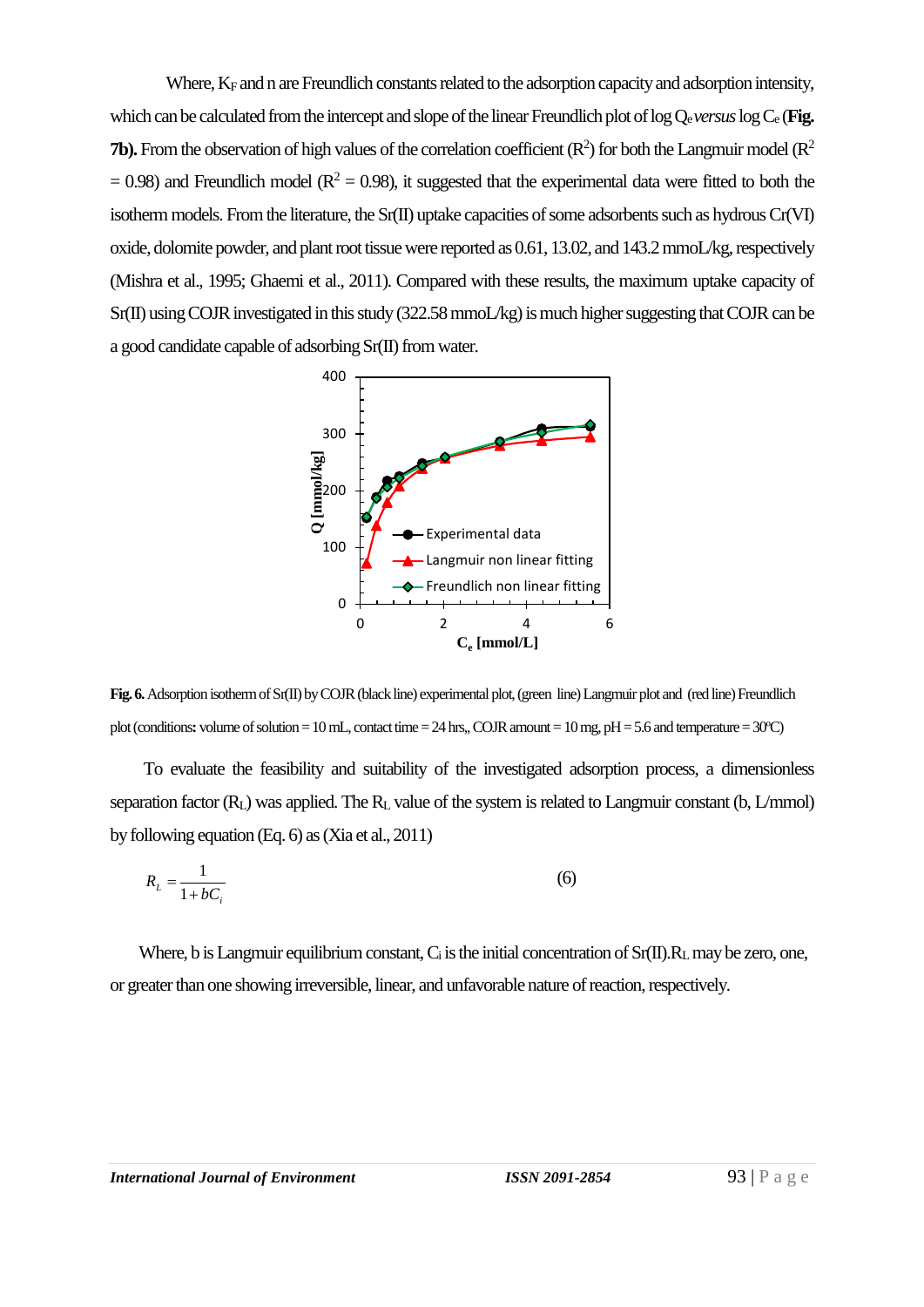Where, $K_F$ and n are Freundlich constants related to the adsorption capacity and adsorption intensity, which can be calculated from the intercept and slope of the linear Freundlich plot of log $Q_e$ *versus* log $C_e$ (**Fig. 7b).** From the observation of high values of the correlation coefficient ($R^2$) for both the Langmuir model ($R^2 = 0.98$) and Freundlich model ($R^2 = 0.98$), it suggested that the experimental data were fitted to both the isotherm models. From the literature, the Sr(II) uptake capacities of some adsorbents such as hydrous Cr(VI) oxide, dolomite powder, and plant root tissue were reported as 0.61, 13.02, and 143.2 mmoL/kg, respectively (Mishra et al., 1995; Ghaemi et al., 2011). Compared with these results, the maximum uptake capacity of Sr(II) using COJR investigated in this study (322.58 mmoL/kg) is much higher suggesting that COJR can be a good candidate capable of adsorbing Sr(II) from water.

**Fig. 6.** Adsorption isotherm of Sr(II) by COJR (black line) experimental plot, (green line) Langmuir plot and (red line) Freundlich plot (conditions: volume of solution = 10 mL, contact time = 24 hrs,, COJR amount = 10 mg, pH = 5.6 and temperature = 30ºC)

To evaluate the feasibility and suitability of the investigated adsorption process, a dimensionless separation factor ($R_L$) was applied. The $R_L$ value of the system is related to Langmuir constant (b, L/mmol) by following equation (Eq. 6) as (Xia et al., 2011)

$$R_L = \frac{1}{1 + bC_i} \tag{6}$$

Where, b is Langmuir equilibrium constant, $C_i$ is the initial concentration of Sr(II). $R_L$ may be zero, one, or greater than one showing irreversible, linear, and unfavorable nature of reaction, respectively.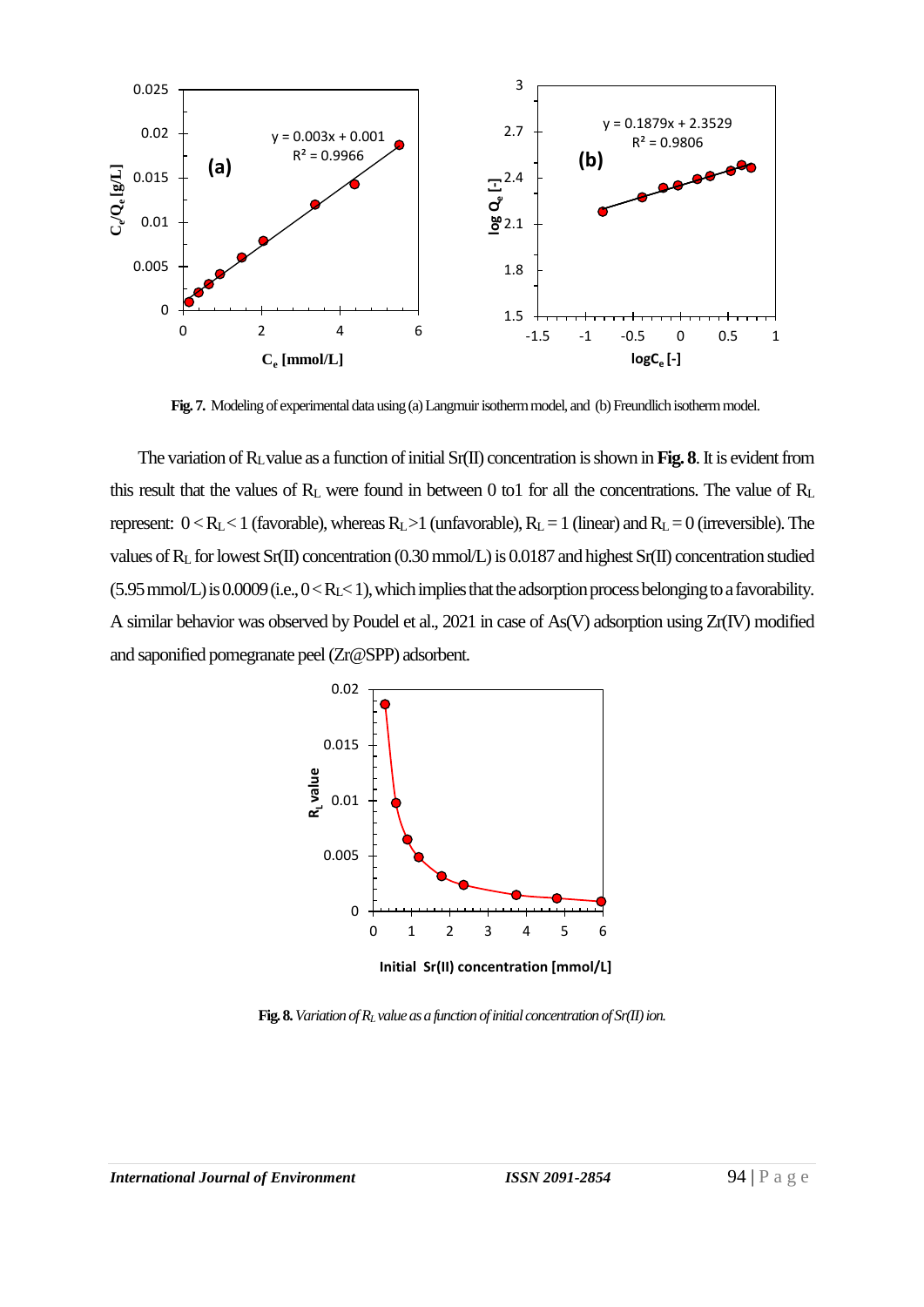**Fig. 7.** Modeling of experimental data using (a) Langmuir isotherm model, and (b) Freundlich isotherm model.

The variation of $R_L$ value as a function of initial Sr(II) concentration is shown in **Fig. 8**. It is evident from this result that the values of $R_L$ were found in between 0 to1 for all the concentrations. The value of $R_L$ represent: $0 < R_L < 1$ (favorable), whereas $R_L > 1$ (unfavorable), $R_L = 1$ (linear) and $R_L = 0$ (irreversible). The values of $R_L$ for lowest Sr(II) concentration (0.30 mmol/L) is 0.0187 and highest Sr(II) concentration studied (5.95 mmol/L) is 0.0009 (i.e., $0 < R_L < 1$), which implies that the adsorption process belonging to a favorability. A similar behavior was observed by Poudel et al., 2021 in case of As(V) adsorption using Zr(IV) modified and saponified pomegranate peel (Zr@SPP) adsorbent.

**Fig. 8.** *Variation of $R_L$ value as a function of initial concentration of Sr(II) ion.*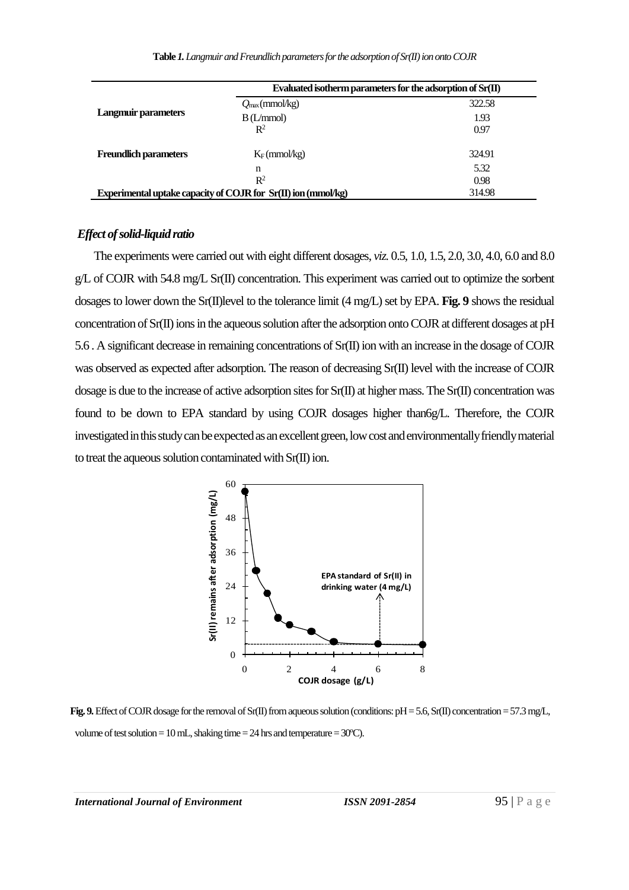**Table 1.** *Langmuir and Freundlich parameters for the adsorption of Sr(II) ion onto COJR*

| | Evaluated isotherm parameters for the adsorption of Sr(II) | |
|---|---|---|
| **Langmuir parameters** | $Q_{max}$ (mmol/kg) | 322.58 |
| | B (L/mmol) | 1.93 |
| | $R^2$ | 0.97 |
| **Freundlich parameters** | $K_F$ (mmol/kg) | 324.91 |
| | n | 5.32 |
| | $R^2$ | 0.98 |
| **Experimental uptake capacity of COJR for Sr(II) ion (mmol/kg)** | | 314.98 |

### *Effect of solid-liquid ratio*

The experiments were carried out with eight different dosages, *viz.* 0.5, 1.0, 1.5, 2.0, 3.0, 4.0, 6.0 and 8.0 g/L of COJR with 54.8 mg/L Sr(II) concentration. This experiment was carried out to optimize the sorbent dosages to lower down the Sr(II)level to the tolerance limit (4 mg/L) set by EPA. **Fig. 9** shows the residual concentration of Sr(II) ions in the aqueous solution after the adsorption onto COJR at different dosages at pH 5.6 . A significant decrease in remaining concentrations of Sr(II) ion with an increase in the dosage of COJR was observed as expected after adsorption. The reason of decreasing Sr(II) level with the increase of COJR dosage is due to the increase of active adsorption sites for Sr(II) at higher mass. The Sr(II) concentration was found to be down to EPA standard by using COJR dosages higher than6g/L. Therefore, the COJR investigated in this study can be expected as an excellent green, low cost and environmentally friendly material to treat the aqueous solution contaminated with Sr(II) ion.

**Fig. 9.** Effect of COJR dosage for the removal of Sr(II) from aqueous solution (conditions: pH = 5.6, Sr(II) concentration = 57.3 mg/L, volume of test solution = 10 mL, shaking time = 24 hrs and temperature = 30ºC).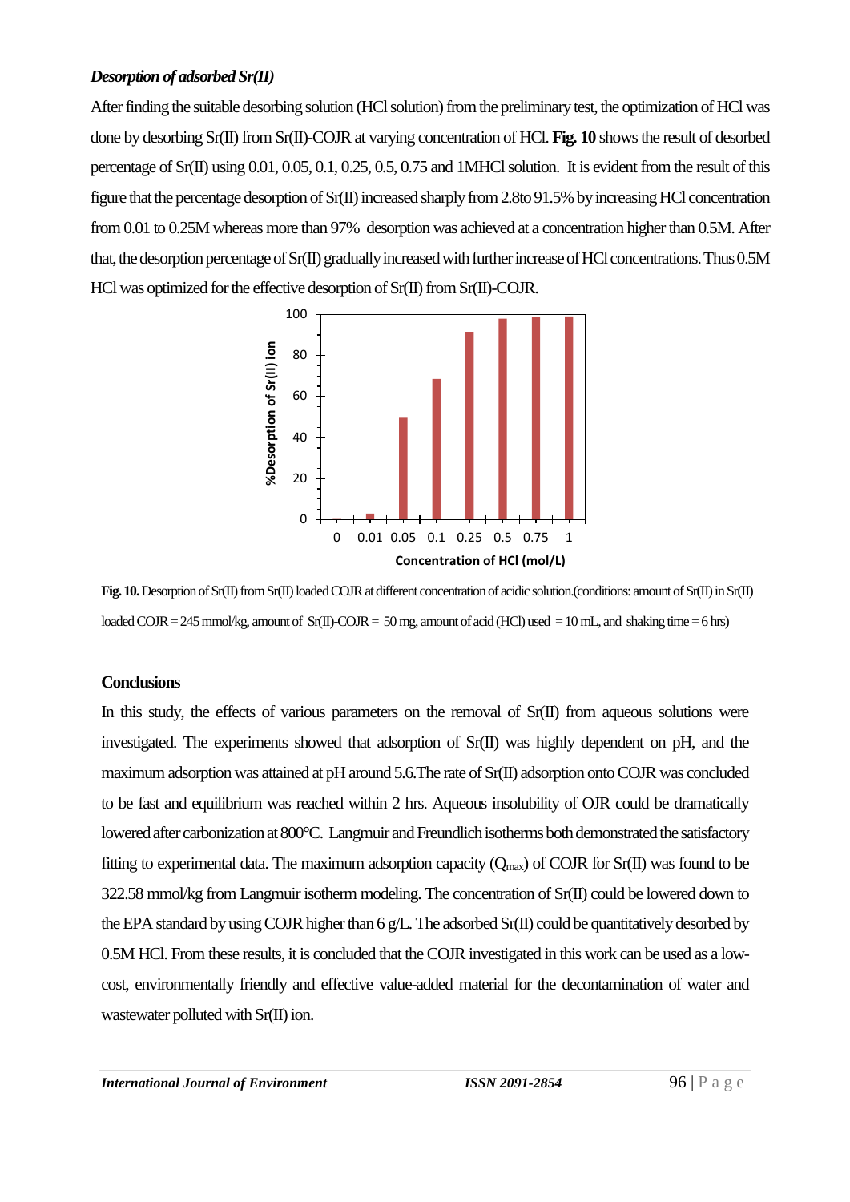### *Desorption of adsorbed Sr(II)*

After finding the suitable desorbing solution (HCl solution) from the preliminary test, the optimization of HCl was done by desorbing Sr(II) from Sr(II)-COJR at varying concentration of HCl. **Fig. 10** shows the result of desorbed percentage of Sr(II) using 0.01, 0.05, 0.1, 0.25, 0.5, 0.75 and 1MHCl solution. It is evident from the result of this figure that the percentage desorption of Sr(II) increased sharply from 2.8to 91.5% by increasing HCl concentration from 0.01 to 0.25M whereas more than 97% desorption was achieved at a concentration higher than 0.5M. After that, the desorption percentage of Sr(II) gradually increased with further increase of HCl concentrations. Thus 0.5M HCl was optimized for the effective desorption of Sr(II) from Sr(II)-COJR.

**Fig. 10.** Desorption of Sr(II) from Sr(II) loaded COJR at different concentration of acidic solution.(conditions: amount of Sr(II) in Sr(II) loaded COJR = 245 mmol/kg, amount of Sr(II)-COJR = 50 mg, amount of acid (HCl) used = 10 mL, and shaking time = 6 hrs)

### Conclusions

In this study, the effects of various parameters on the removal of Sr(II) from aqueous solutions were investigated. The experiments showed that adsorption of Sr(II) was highly dependent on pH, and the maximum adsorption was attained at pH around 5.6.The rate of Sr(II) adsorption onto COJR was concluded to be fast and equilibrium was reached within 2 hrs. Aqueous insolubility of OJR could be dramatically lowered after carbonization at 800°C. Langmuir and Freundlich isotherms both demonstrated the satisfactory fitting to experimental data. The maximum adsorption capacity ($Q_{max}$) of COJR for Sr(II) was found to be 322.58 mmol/kg from Langmuir isotherm modeling. The concentration of Sr(II) could be lowered down to the EPA standard by using COJR higher than 6 g/L. The adsorbed Sr(II) could be quantitatively desorbed by 0.5M HCl. From these results, it is concluded that the COJR investigated in this work can be used as a low-cost, environmentally friendly and effective value-added material for the decontamination of water and wastewater polluted with Sr(II) ion.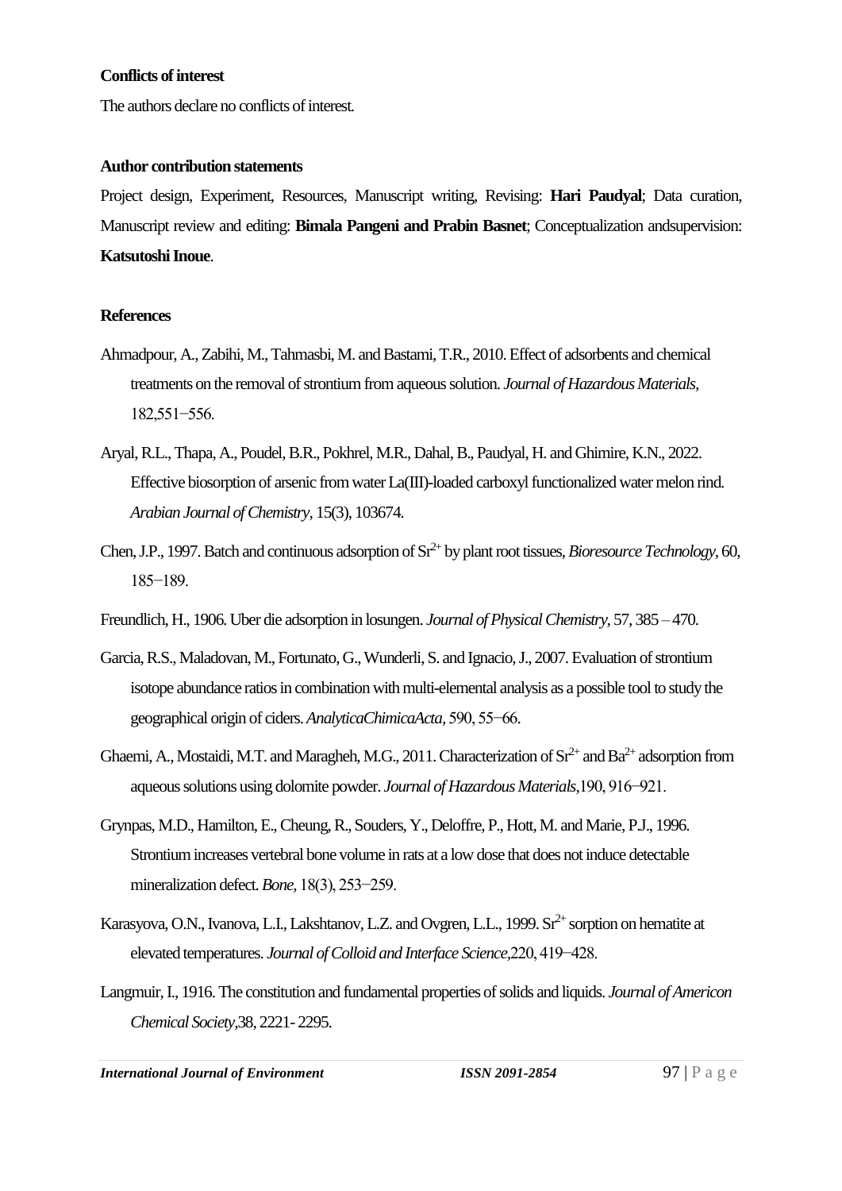**Conflicts of interest**

The authors declare no conflicts of interest.

**Author contribution statements**

Project design, Experiment, Resources, Manuscript writing, Revising: **Hari Paudyal**; Data curation, Manuscript review and editing: **Bimala Pangeni and Prabin Basnet**; Conceptualization andsupervision: **Katsutoshi Inoue**.

**References**

Ahmadpour, A., Zabihi, M., Tahmasbi, M. and Bastami, T.R., 2010. Effect of adsorbents and chemical treatments on the removal of strontium from aqueous solution. *Journal of Hazardous Materials*, 182,551−556.

Aryal, R.L., Thapa, A., Poudel, B.R., Pokhrel, M.R., Dahal, B., Paudyal, H. and Ghimire, K.N., 2022. Effective biosorption of arsenic from water La(III)-loaded carboxyl functionalized water melon rind. *Arabian Journal of Chemistry*, 15(3), 103674.

Chen, J.P., 1997. Batch and continuous adsorption of $Sr^{2+}$ by plant root tissues, *Bioresource Technology*, 60, 185−189.

Freundlich, H., 1906. Uber die adsorption in losungen. *Journal of Physical Chemistry*, 57, 385 – 470.

Garcia, R.S., Maladovan, M., Fortunato, G., Wunderli, S. and Ignacio, J., 2007. Evaluation of strontium isotope abundance ratios in combination with multi-elemental analysis as a possible tool to study the geographical origin of ciders. *AnalyticaChimicaActa*, 590, 55−66.

Ghaemi, A., Mostaidi, M.T. and Maragheh, M.G., 2011. Characterization of $Sr^{2+}$ and $Ba^{2+}$ adsorption from aqueous solutions using dolomite powder. *Journal of Hazardous Materials*,190, 916−921.

Grynpas, M.D., Hamilton, E., Cheung, R., Souders, Y., Deloffre, P., Hott, M. and Marie, P.J., 1996. Strontium increases vertebral bone volume in rats at a low dose that does not induce detectable mineralization defect. *Bone*, 18(3), 253−259.

Karasyova, O.N., Ivanova, L.I., Lakshtanov, L.Z. and Ovgren, L.L., 1999. $Sr^{2+}$ sorption on hematite at elevated temperatures. *Journal of Colloid and Interface Science*,220, 419−428.

Langmuir, I., 1916. The constitution and fundamental properties of solids and liquids. *Journal of Americon Chemical Society*,38, 2221- 2295.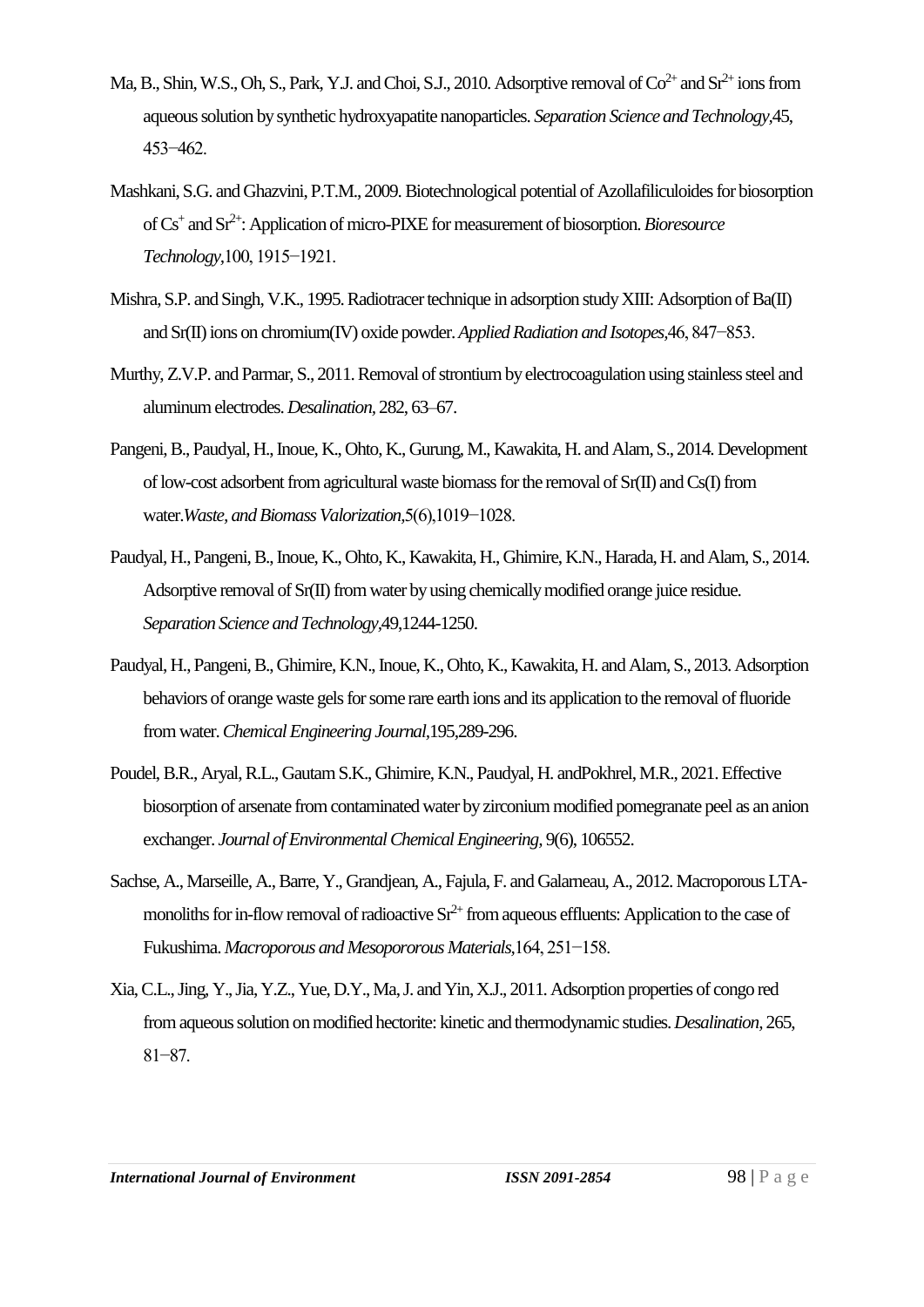Ma, B., Shin, W.S., Oh, S., Park, Y.J. and Choi, S.J., 2010. Adsorptive removal of $Co^{2+}$ and $Sr^{2+}$ ions from aqueous solution by synthetic hydroxyapatite nanoparticles. *Separation Science and Technology*,45, 453−462.

Mashkani, S.G. and Ghazvini, P.T.M., 2009. Biotechnological potential of Azollafiliculoides for biosorption of $Cs^{+}$ and $Sr^{2+}$: Application of micro-PIXE for measurement of biosorption. *Bioresource Technology*,100, 1915−1921.

Mishra, S.P. and Singh, V.K., 1995. Radiotracer technique in adsorption study XIII: Adsorption of Ba(II) and Sr(II) ions on chromium(IV) oxide powder. *Applied Radiation and Isotopes*,46, 847−853.

Murthy, Z.V.P. and Parmar, S., 2011. Removal of strontium by electrocoagulation using stainless steel and aluminum electrodes. *Desalination*, 282, 63–67.

Pangeni, B., Paudyal, H., Inoue, K., Ohto, K., Gurung, M., Kawakita, H. and Alam, S., 2014. Development of low-cost adsorbent from agricultural waste biomass for the removal of Sr(II) and Cs(I) from water.*Waste, and Biomass Valorization*,5(6),1019−1028.

Paudyal, H., Pangeni, B., Inoue, K., Ohto, K., Kawakita, H., Ghimire, K.N., Harada, H. and Alam, S., 2014. Adsorptive removal of Sr(II) from water by using chemically modified orange juice residue. *Separation Science and Technology*,49,1244-1250.

Paudyal, H., Pangeni, B., Ghimire, K.N., Inoue, K., Ohto, K., Kawakita, H. and Alam, S., 2013. Adsorption behaviors of orange waste gels for some rare earth ions and its application to the removal of fluoride from water. *Chemical Engineering Journal*,195,289-296.

Poudel, B.R., Aryal, R.L., Gautam S.K., Ghimire, K.N., Paudyal, H. andPokhrel, M.R., 2021. Effective biosorption of arsenate from contaminated water by zirconium modified pomegranate peel as an anion exchanger. *Journal of Environmental Chemical Engineering*, 9(6), 106552.

Sachse, A., Marseille, A., Barre, Y., Grandjean, A., Fajula, F. and Galarneau, A., 2012. Macroporous LTA-monoliths for in-flow removal of radioactive $Sr^{2+}$ from aqueous effluents: Application to the case of Fukushima. *Macroporous and Mesopororous Materials*,164, 251−158.

Xia, C.L., Jing, Y., Jia, Y.Z., Yue, D.Y., Ma, J. and Yin, X.J., 2011. Adsorption properties of congo red from aqueous solution on modified hectorite: kinetic and thermodynamic studies. *Desalination*, 265, 81−87.